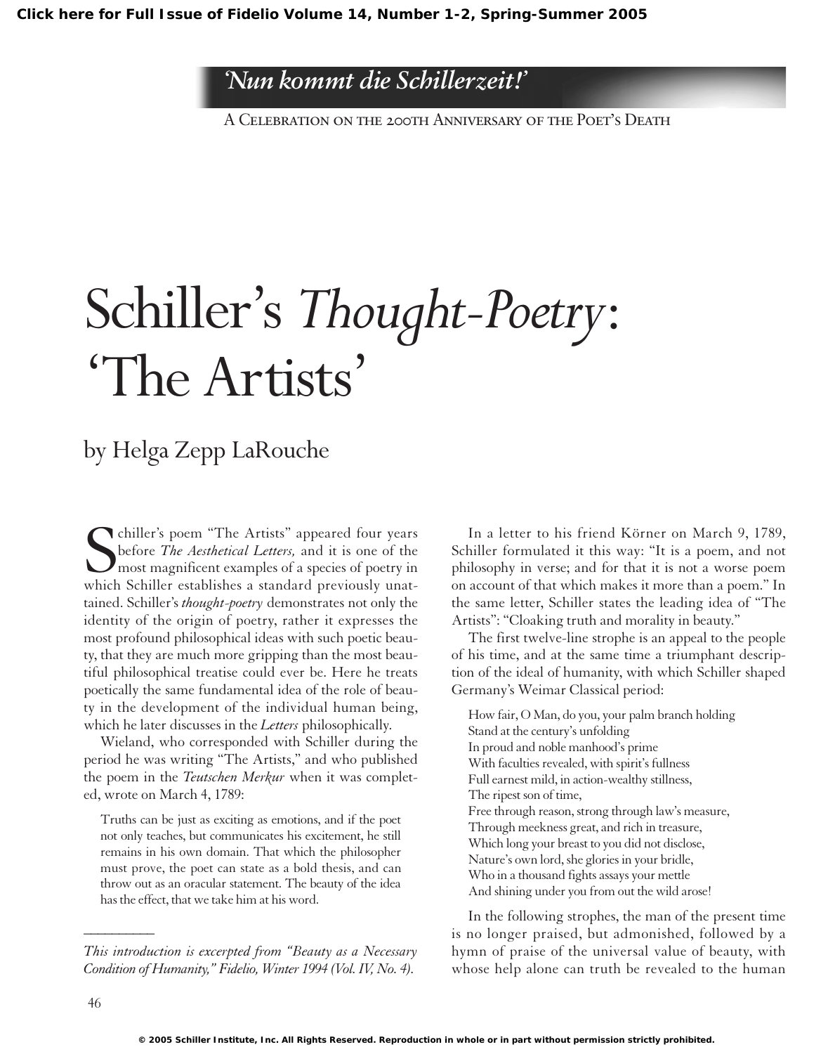'Nun kommt die Schillerzeit!'

A Celebration on the 200th Anniversary of the Poet's Death

# Schiller's *Thought-Poetry*: 'The Artists'

## by Helga Zepp LaRouche

Schiller's poem "The Artists" appeared four years before *The Aesthetical Letters,* and it is one of the most magnificent examples of a species of poetry in which Schiller establishes a standard previously unattained. Schiller's *thought-poetry* demonstrates not only the identity of the origin of poetry, rather it expresses the most profound philosophical ideas with such poetic beauty, that they are much more gripping than the most beautiful philosophical treatise could ever be. Here he treats poetically the same fundamental idea of the role of beauty in the development of the individual human being, which he later discusses in the *Letters* philosophically.

Wieland, who corresponded with Schiller during the period he was writing "The Artists," and who published the poem in the *Teutschen Merkur* when it was completed, wrote on March 4, 1789:

> Truths can be just as exciting as emotions, and if the poet not only teaches, but communicates his excitement, he still remains in his own domain. That which the philosopher must prove, the poet can state as a bold thesis, and can throw out as an oracular statement. The beauty of the idea has the effect, that we take him at his word.

In a letter to his friend Körner on March 9, 1789, Schiller formulated it this way: "It is a poem, and not philosophy in verse; and for that it is not a worse poem on account of that which makes it more than a poem." In the same letter, Schiller states the leading idea of "The Artists": "Cloaking truth and morality in beauty."

The first twelve-line strophe is an appeal to the people of his time, and at the same time a triumphant description of the ideal of humanity, with which Schiller shaped Germany's Weimar Classical period:

> How fair, O Man, do you, your palm branch holding
> Stand at the century's unfolding
> In proud and noble manhood's prime
> With faculties revealed, with spirit's fullness
> Full earnest mild, in action-wealthy stillness,
> The ripest son of time,
> Free through reason, strong through law's measure,
> Through meekness great, and rich in treasure,
> Which long your breast to you did not disclose,
> Nature's own lord, she glories in your bridle,
> Who in a thousand fights assays your mettle
> And shining under you from out the wild arose!

In the following strophes, the man of the present time is no longer praised, but admonished, followed by a hymn of praise of the universal value of beauty, with whose help alone can truth be revealed to the human

---

*This introduction is excerpted from "Beauty as a Necessary Condition of Humanity," Fidelio, Winter 1994 (Vol. IV, No. 4).*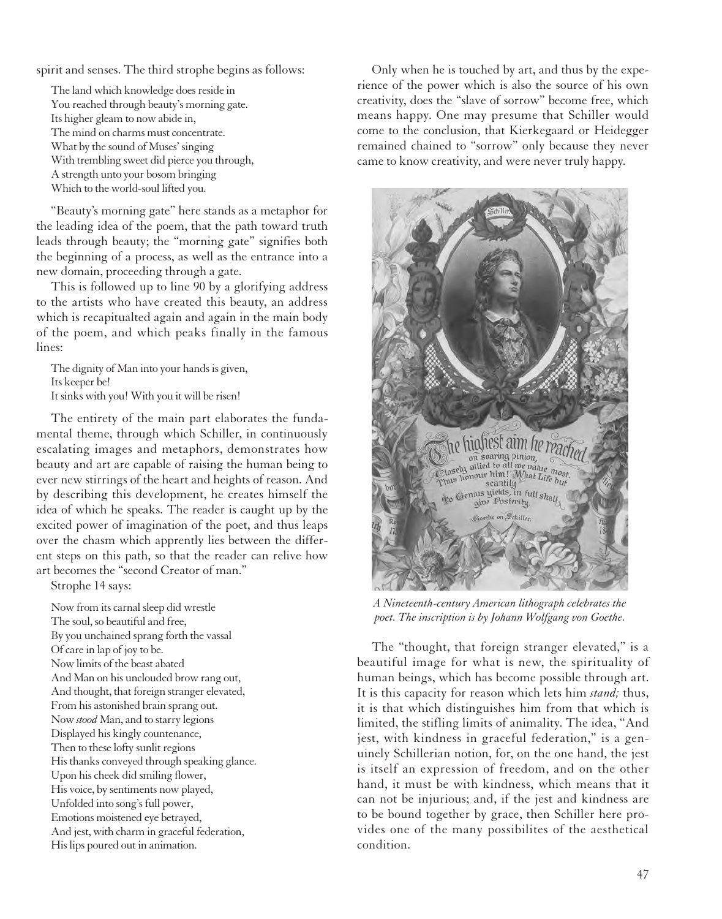spirit and senses. The third strophe begins as follows:

The land which knowledge does reside in
You reached through beauty's morning gate.
Its higher gleam to now abide in,
The mind on charms must concentrate.
What by the sound of Muses' singing
With trembling sweet did pierce you through,
A strength unto your bosom bringing
Which to the world-soul lifted you.

"Beauty's morning gate" here stands as a metaphor for the leading idea of the poem, that the path toward truth leads through beauty; the "morning gate" signifies both the beginning of a process, as well as the entrance into a new domain, proceeding through a gate.

This is followed up to line 90 by a glorifying address to the artists who have created this beauty, an address which is recapitualted again and again in the main body of the poem, and which peaks finally in the famous lines:

The dignity of Man into your hands is given,
Its keeper be!
It sinks with you! With you it will be risen!

The entirety of the main part elaborates the fundamental theme, through which Schiller, in continuously escalating images and metaphors, demonstrates how beauty and art are capable of raising the human being to ever new stirrings of the heart and heights of reason. And by describing this development, he creates himself the idea of which he speaks. The reader is caught up by the excited power of imagination of the poet, and thus leaps over the chasm which apprently lies between the different steps on this path, so that the reader can relive how art becomes the "second Creator of man."

Strophe 14 says:

Now from its carnal sleep did wrestle
The soul, so beautiful and free,
By you unchained sprang forth the vassal
Of care in lap of joy to be.
Now limits of the beast abated
And Man on his unclouded brow rang out,
And thought, that foreign stranger elevated,
From his astonished brain sprang out.
Now *stood* Man, and to starry legions
Displayed his kingly countenance,
Then to these lofty sunlit regions
His thanks conveyed through speaking glance.
Upon his cheek did smiling flower,
His voice, by sentiments now played,
Unfolded into song's full power,
Emotions moistened eye betrayed,
And jest, with charm in graceful federation,
His lips poured out in animation.

Only when he is touched by art, and thus by the experience of the power which is also the source of his own creativity, does the "slave of sorrow" become free, which means happy. One may presume that Schiller would come to the conclusion, that Kierkegaard or Heidegger remained chained to "sorrow" only because they never came to know creativity, and were never truly happy.

*A Nineteenth-century American lithograph celebrates the poet. The inscription is by Johann Wolfgang von Goethe.*

The "thought, that foreign stranger elevated," is a beautiful image for what is new, the spirituality of human beings, which has become possible through art. It is this capacity for reason which lets him *stand;* thus, it is that which distinguishes him from that which is limited, the stifling limits of animality. The idea, "And jest, with kindness in graceful federation," is a genuinely Schillerian notion, for, on the one hand, the jest is itself an expression of freedom, and on the other hand, it must be with kindness, which means that it can not be injurious; and, if the jest and kindness are to be bound together by grace, then Schiller here provides one of the many possibilites of the aesthetical condition.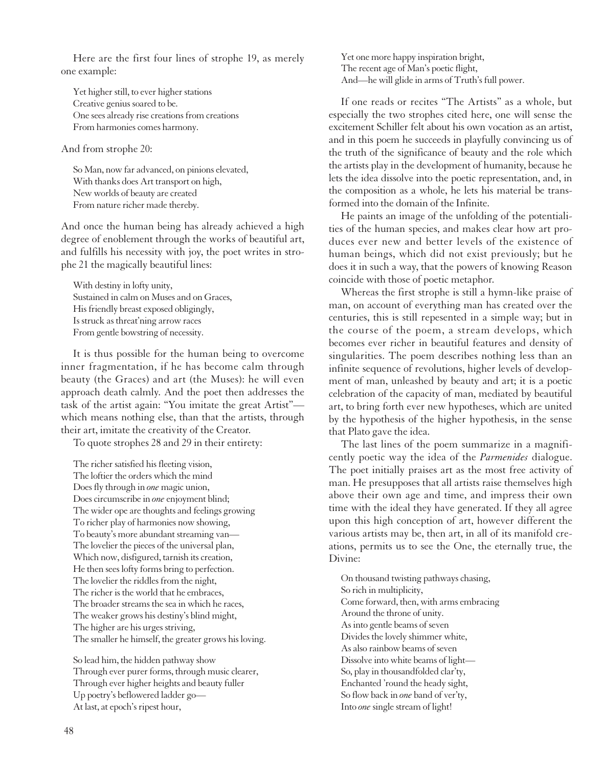Here are the first four lines of strophe 19, as merely one example:

> Yet higher still, to ever higher stations
> Creative genius soared to be.
> One sees already rise creations from creations
> From harmonies comes harmony.

And from strophe 20:

> So Man, now far advanced, on pinions elevated,
> With thanks does Art transport on high,
> New worlds of beauty are created
> From nature richer made thereby.

And once the human being has already achieved a high degree of enoblement through the works of beautiful art, and fulfills his necessity with joy, the poet writes in strophe 21 the magically beautiful lines:

> With destiny in lofty unity,
> Sustained in calm on Muses and on Graces,
> His friendly breast exposed obligingly,
> Is struck as threat'ning arrow races
> From gentle bowstring of necessity.

It is thus possible for the human being to overcome inner fragmentation, if he has become calm through beauty (the Graces) and art (the Muses): he will even approach death calmly. And the poet then addresses the task of the artist again: "You imitate the great Artist"—which means nothing else, than that the artists, through their art, imitate the creativity of the Creator.

To quote strophes 28 and 29 in their entirety:

> The richer satisfied his fleeting vision,
> The loftier the orders which the mind
> Does fly through in *one* magic union,
> Does circumscribe in *one* enjoyment blind;
> The wider ope are thoughts and feelings growing
> To richer play of harmonies now showing,
> To beauty's more abundant streaming van—
> The lovelier the pieces of the universal plan,
> Which now, disfigured, tarnish its creation,
> He then sees lofty forms bring to perfection.
> The lovelier the riddles from the night,
> The richer is the world that he embraces,
> The broader streams the sea in which he races,
> The weaker grows his destiny's blind might,
> The higher are his urges striving,
> The smaller he himself, the greater grows his loving.
>
> So lead him, the hidden pathway show
> Through ever purer forms, through music clearer,
> Through ever higher heights and beauty fuller
> Up poetry's beflowered ladder go—
> At last, at epoch's ripest hour,
> Yet one more happy inspiration bright,
> The recent age of Man's poetic flight,
> And—he will glide in arms of Truth's full power.

If one reads or recites "The Artists" as a whole, but especially the two strophes cited here, one will sense the excitement Schiller felt about his own vocation as an artist, and in this poem he succeeds in playfully convincing us of the truth of the significance of beauty and the role which the artists play in the development of humanity, because he lets the idea dissolve into the poetic representation, and, in the composition as a whole, he lets his material be transformed into the domain of the Infinite.

He paints an image of the unfolding of the potentialities of the human species, and makes clear how art produces ever new and better levels of the existence of human beings, which did not exist previously; but he does it in such a way, that the powers of knowing Reason coincide with those of poetic metaphor.

Whereas the first strophe is still a hymn-like praise of man, on account of everything man has created over the centuries, this is still repesented in a simple way; but in the course of the poem, a stream develops, which becomes ever richer in beautiful features and density of singularities. The poem describes nothing less than an infinite sequence of revolutions, higher levels of development of man, unleashed by beauty and art; it is a poetic celebration of the capacity of man, mediated by beautiful art, to bring forth ever new hypotheses, which are united by the hypothesis of the higher hypothesis, in the sense that Plato gave the idea.

The last lines of the poem summarize in a magnificently poetic way the idea of the *Parmenides* dialogue. The poet initially praises art as the most free activity of man. He presupposes that all artists raise themselves high above their own age and time, and impress their own time with the ideal they have generated. If they all agree upon this high conception of art, however different the various artists may be, then art, in all of its manifold creations, permits us to see the One, the eternally true, the Divine:

> On thousand twisting pathways chasing,
> So rich in multiplicity,
> Come forward, then, with arms embracing
> Around the throne of unity.
> As into gentle beams of seven
> Divides the lovely shimmer white,
> As also rainbow beams of seven
> Dissolve into white beams of light—
> So, play in thousandfolded clar'ty,
> Enchanted 'round the heady sight,
> So flow back in *one* band of ver'ty,
> Into *one* single stream of light!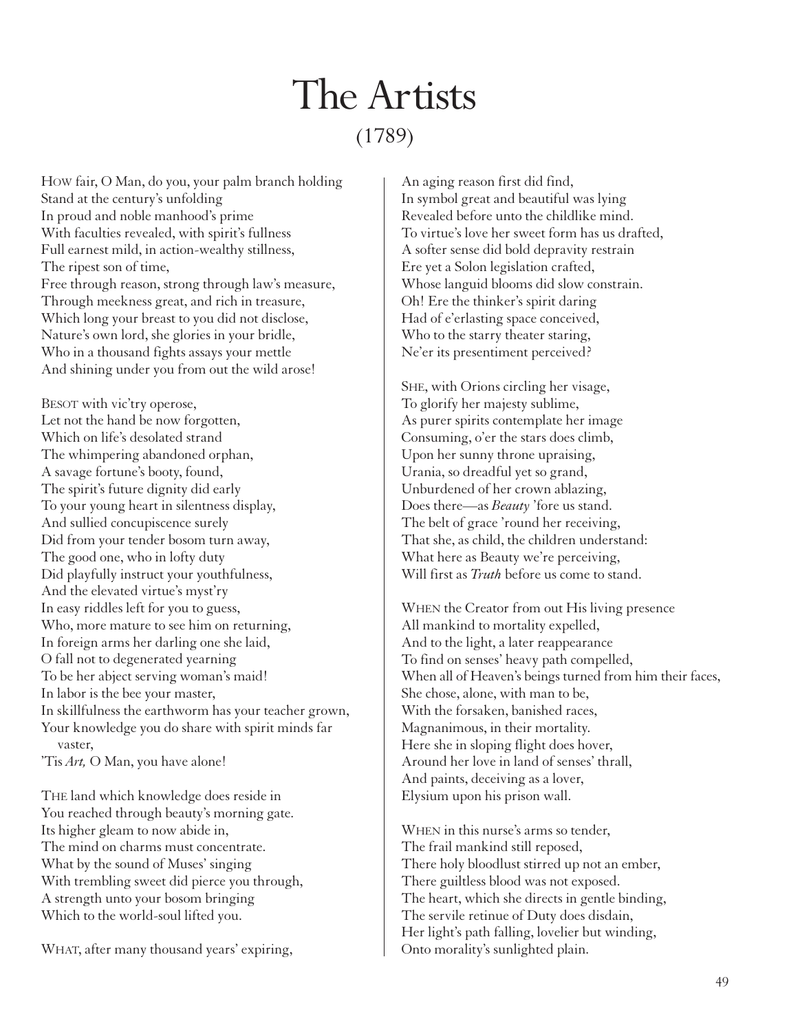# The Artists

## (1789)

HOW fair, O Man, do you, your palm branch holding
Stand at the century's unfolding
In proud and noble manhood's prime
With faculties revealed, with spirit's fullness
Full earnest mild, in action-wealthy stillness,
The ripest son of time,
Free through reason, strong through law's measure,
Through meekness great, and rich in treasure,
Which long your breast to you did not disclose,
Nature's own lord, she glories in your bridle,
Who in a thousand fights assays your mettle
And shining under you from out the wild arose!

BESOT with vic'try operose,
Let not the hand be now forgotten,
Which on life's desolated strand
The whimpering abandoned orphan,
A savage fortune's booty, found,
The spirit's future dignity did early
To your young heart in silentness display,
And sullied concupiscence surely
Did from your tender bosom turn away,
The good one, who in lofty duty
Did playfully instruct your youthfulness,
And the elevated virtue's myst'ry
In easy riddles left for you to guess,
Who, more mature to see him on returning,
In foreign arms her darling one she laid,
O fall not to degenerated yearning
To be her abject serving woman's maid!
In labor is the bee your master,
In skillfulness the earthworm has your teacher grown,
Your knowledge you do share with spirit minds far
vaster,
'Tis *Art,* O Man, you have alone!

THE land which knowledge does reside in
You reached through beauty's morning gate.
Its higher gleam to now abide in,
The mind on charms must concentrate.
What by the sound of Muses' singing
With trembling sweet did pierce you through,
A strength unto your bosom bringing
Which to the world-soul lifted you.

WHAT, after many thousand years' expiring,
An aging reason first did find,
In symbol great and beautiful was lying
Revealed before unto the childlike mind.
To virtue's love her sweet form has us drafted,
A softer sense did bold depravity restrain
Ere yet a Solon legislation crafted,
Whose languid blooms did slow constrain.
Oh! Ere the thinker's spirit daring
Had of e'erlasting space conceived,
Who to the starry theater staring,
Ne'er its presentiment perceived?

SHE, with Orions circling her visage,
To glorify her majesty sublime,
As purer spirits contemplate her image
Consuming, o'er the stars does climb,
Upon her sunny throne upraising,
Urania, so dreadful yet so grand,
Unburdened of her crown ablazing,
Does there—as *Beauty* 'fore us stand.
The belt of grace 'round her receiving,
That she, as child, the children understand:
What here as Beauty we're perceiving,
Will first as *Truth* before us come to stand.

WHEN the Creator from out His living presence
All mankind to mortality expelled,
And to the light, a later reappearance
To find on senses' heavy path compelled,
When all of Heaven's beings turned from him their faces,
She chose, alone, with man to be,
With the forsaken, banished races,
Magnanimous, in their mortality.
Here she in sloping flight does hover,
Around her love in land of senses' thrall,
And paints, deceiving as a lover,
Elysium upon his prison wall.

WHEN in this nurse's arms so tender,
The frail mankind still reposed,
There holy bloodlust stirred up not an ember,
There guiltless blood was not exposed.
The heart, which she directs in gentle binding,
The servile retinue of Duty does disdain,
Her light's path falling, lovelier but winding,
Onto morality's sunlighted plain.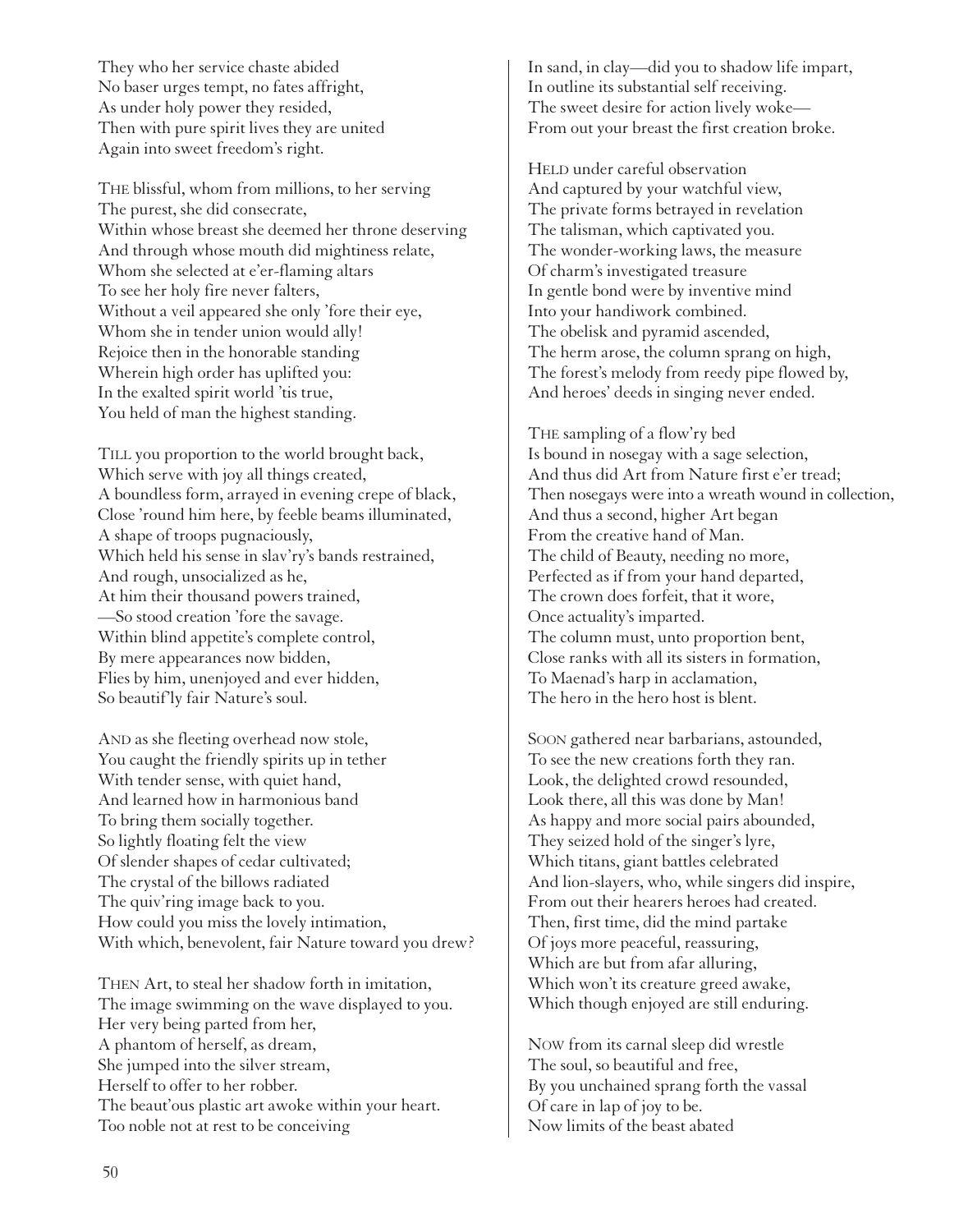They who her service chaste abided
No baser urges tempt, no fates affright,
As under holy power they resided,
Then with pure spirit lives they are united
Again into sweet freedom's right.

THE blissful, whom from millions, to her serving
The purest, she did consecrate,
Within whose breast she deemed her throne deserving
And through whose mouth did mightiness relate,
Whom she selected at e'er-flaming altars
To see her holy fire never falters,
Without a veil appeared she only 'fore their eye,
Whom she in tender union would ally!
Rejoice then in the honorable standing
Wherein high order has uplifted you:
In the exalted spirit world 'tis true,
You held of man the highest standing.

TILL you proportion to the world brought back,
Which serve with joy all things created,
A boundless form, arrayed in evening crepe of black,
Close 'round him here, by feeble beams illuminated,
A shape of troops pugnaciously,
Which held his sense in slav'ry's bands restrained,
And rough, unsocialized as he,
At him their thousand powers trained,
—So stood creation 'fore the savage.
Within blind appetite's complete control,
By mere appearances now bidden,
Flies by him, unenjoyed and ever hidden,
So beautif'ly fair Nature's soul.

AND as she fleeting overhead now stole,
You caught the friendly spirits up in tether
With tender sense, with quiet hand,
And learned how in harmonious band
To bring them socially together.
So lightly floating felt the view
Of slender shapes of cedar cultivated;
The crystal of the billows radiated
The quiv'ring image back to you.
How could you miss the lovely intimation,
With which, benevolent, fair Nature toward you drew?

THEN Art, to steal her shadow forth in imitation,
The image swimming on the wave displayed to you.
Her very being parted from her,
A phantom of herself, as dream,
She jumped into the silver stream,
Herself to offer to her robber.
The beaut'ous plastic art awoke within your heart.
Too noble not at rest to be conceiving
In sand, in clay—did you to shadow life impart,
In outline its substantial self receiving.
The sweet desire for action lively woke—
From out your breast the first creation broke.

HELD under careful observation
And captured by your watchful view,
The private forms betrayed in revelation
The talisman, which captivated you.
The wonder-working laws, the measure
Of charm's investigated treasure
In gentle bond were by inventive mind
Into your handiwork combined.
The obelisk and pyramid ascended,
The herm arose, the column sprang on high,
The forest's melody from reedy pipe flowed by,
And heroes' deeds in singing never ended.

THE sampling of a flow'ry bed
Is bound in nosegay with a sage selection,
And thus did Art from Nature first e'er tread;
Then nosegays were into a wreath wound in collection,
And thus a second, higher Art began
From the creative hand of Man.
The child of Beauty, needing no more,
Perfected as if from your hand departed,
The crown does forfeit, that it wore,
Once actuality's imparted.
The column must, unto proportion bent,
Close ranks with all its sisters in formation,
To Maenad's harp in acclamation,
The hero in the hero host is blent.

SOON gathered near barbarians, astounded,
To see the new creations forth they ran.
Look, the delighted crowd resounded,
Look there, all this was done by Man!
As happy and more social pairs abounded,
They seized hold of the singer's lyre,
Which titans, giant battles celebrated
And lion-slayers, who, while singers did inspire,
From out their hearers heroes had created.
Then, first time, did the mind partake
Of joys more peaceful, reassuring,
Which are but from afar alluring,
Which won't its creature greed awake,
Which though enjoyed are still enduring.

NOW from its carnal sleep did wrestle
The soul, so beautiful and free,
By you unchained sprang forth the vassal
Of care in lap of joy to be.
Now limits of the beast abated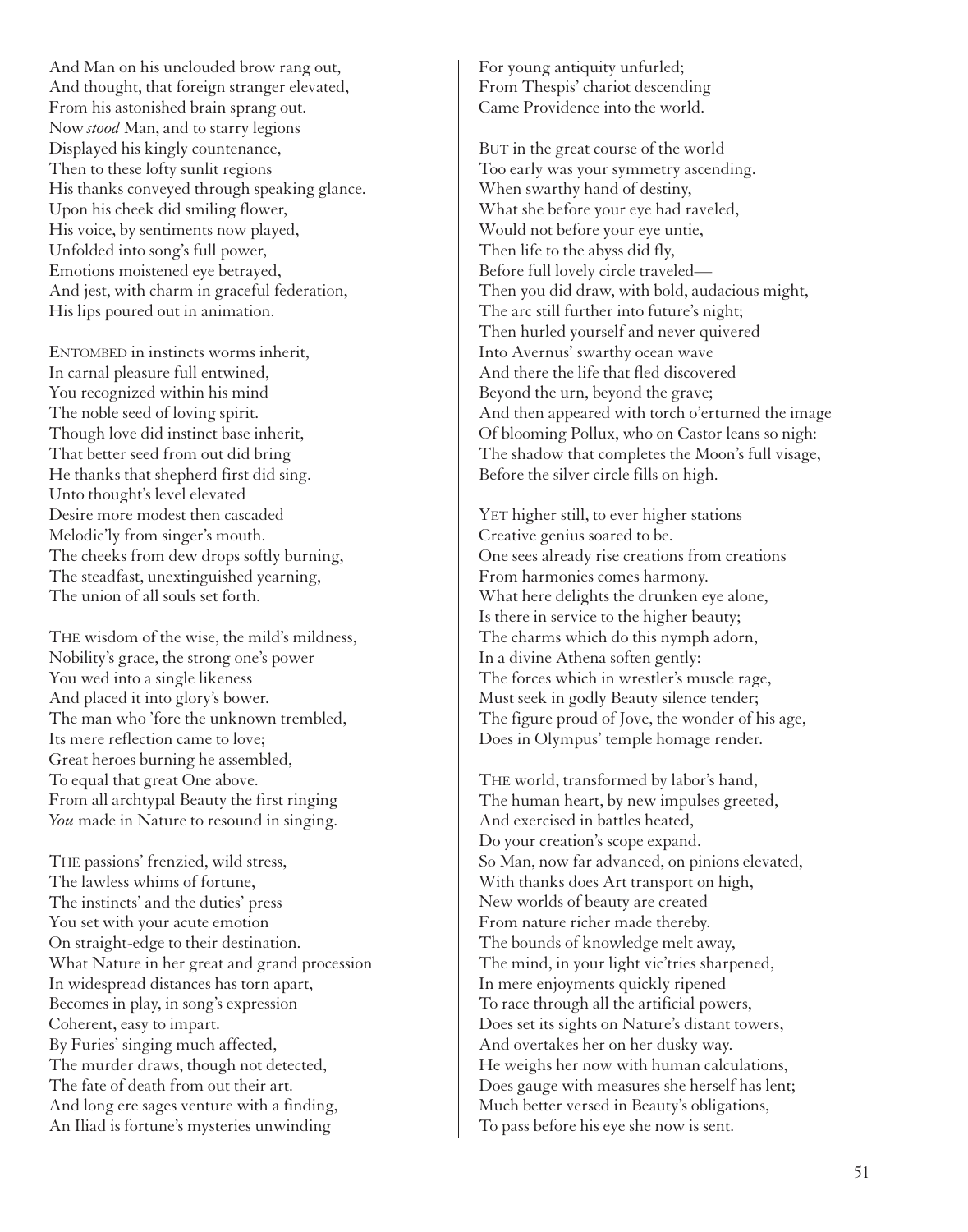And Man on his unclouded brow rang out,
And thought, that foreign stranger elevated,
From his astonished brain sprang out.
Now *stood* Man, and to starry legions
Displayed his kingly countenance,
Then to these lofty sunlit regions
His thanks conveyed through speaking glance.
Upon his cheek did smiling flower,
His voice, by sentiments now played,
Unfolded into song's full power,
Emotions moistened eye betrayed,
And jest, with charm in graceful federation,
His lips poured out in animation.

ENTOMBED in instincts worms inherit,
In carnal pleasure full entwined,
You recognized within his mind
The noble seed of loving spirit.
Though love did instinct base inherit,
That better seed from out did bring
He thanks that shepherd first did sing.
Unto thought's level elevated
Desire more modest then cascaded
Melodic'ly from singer's mouth.
The cheeks from dew drops softly burning,
The steadfast, unextinguished yearning,
The union of all souls set forth.

THE wisdom of the wise, the mild's mildness,
Nobility's grace, the strong one's power
You wed into a single likeness
And placed it into glory's bower.
The man who 'fore the unknown trembled,
Its mere reflection came to love;
Great heroes burning he assembled,
To equal that great One above.
From all archtypal Beauty the first ringing
*You* made in Nature to resound in singing.

THE passions' frenzied, wild stress,
The lawless whims of fortune,
The instincts' and the duties' press
You set with your acute emotion
On straight-edge to their destination.
What Nature in her great and grand procession
In widespread distances has torn apart,
Becomes in play, in song's expression
Coherent, easy to impart.
By Furies' singing much affected,
The murder draws, though not detected,
The fate of death from out their art.
And long ere sages venture with a finding,
An Iliad is fortune's mysteries unwinding
For young antiquity unfurled;
From Thespis' chariot descending
Came Providence into the world.

BUT in the great course of the world
Too early was your symmetry ascending.
When swarthy hand of destiny,
What she before your eye had raveled,
Would not before your eye untie,
Then life to the abyss did fly,
Before full lovely circle traveled—
Then you did draw, with bold, audacious might,
The arc still further into future's night;
Then hurled yourself and never quivered
Into Avernus' swarthy ocean wave
And there the life that fled discovered
Beyond the urn, beyond the grave;
And then appeared with torch o'erturned the image
Of blooming Pollux, who on Castor leans so nigh:
The shadow that completes the Moon's full visage,
Before the silver circle fills on high.

YET higher still, to ever higher stations
Creative genius soared to be.
One sees already rise creations from creations
From harmonies comes harmony.
What here delights the drunken eye alone,
Is there in service to the higher beauty;
The charms which do this nymph adorn,
In a divine Athena soften gently:
The forces which in wrestler's muscle rage,
Must seek in godly Beauty silence tender;
The figure proud of Jove, the wonder of his age,
Does in Olympus' temple homage render.

THE world, transformed by labor's hand,
The human heart, by new impulses greeted,
And exercised in battles heated,
Do your creation's scope expand.
So Man, now far advanced, on pinions elevated,
With thanks does Art transport on high,
New worlds of beauty are created
From nature richer made thereby.
The bounds of knowledge melt away,
The mind, in your light vic'tries sharpened,
In mere enjoyments quickly ripened
To race through all the artificial powers,
Does set its sights on Nature's distant towers,
And overtakes her on her dusky way.
He weighs her now with human calculations,
Does gauge with measures she herself has lent;
Much better versed in Beauty's obligations,
To pass before his eye she now is sent.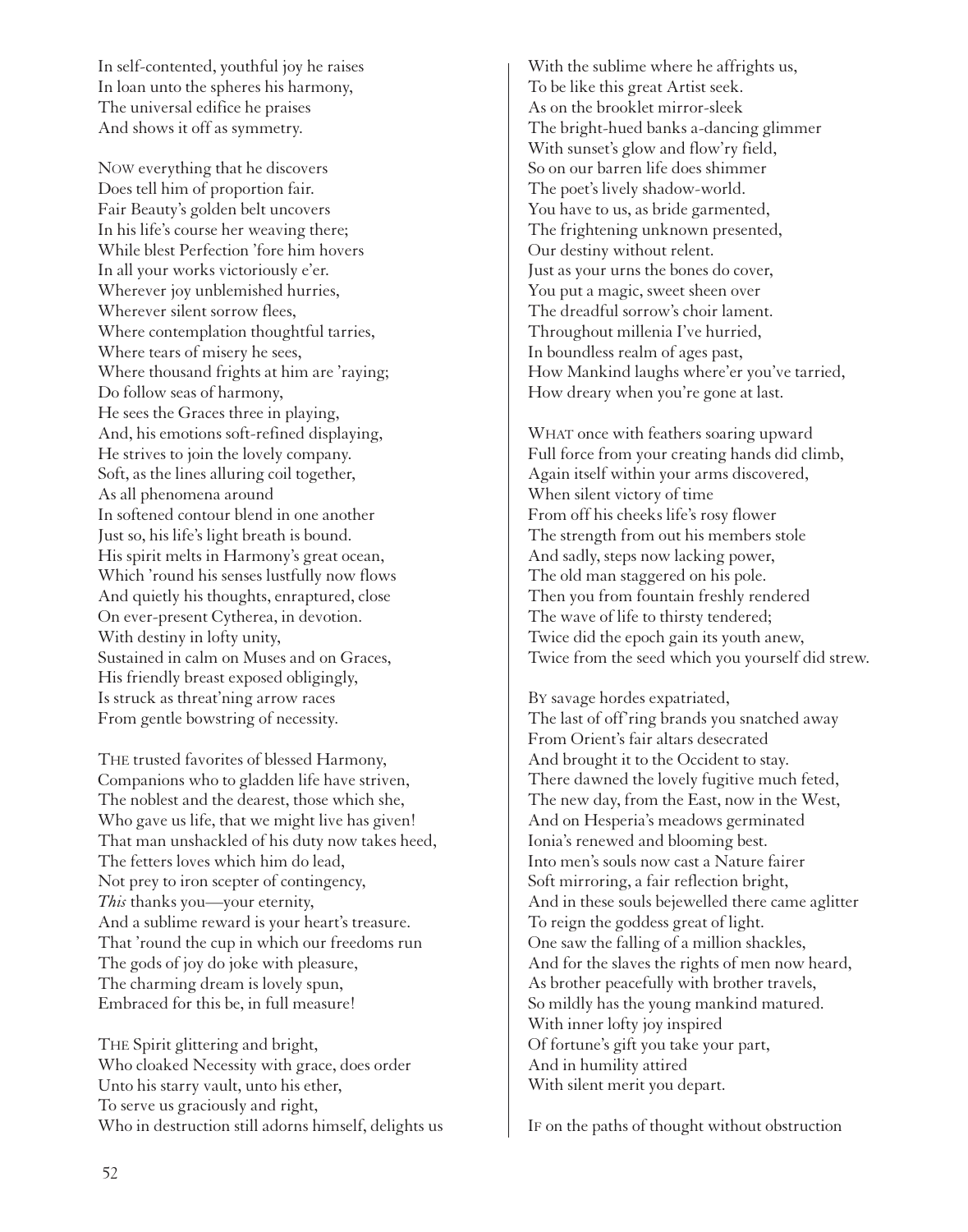In self-contented, youthful joy he raises
In loan unto the spheres his harmony,
The universal edifice he praises
And shows it off as symmetry.

NOW everything that he discovers
Does tell him of proportion fair.
Fair Beauty's golden belt uncovers
In his life's course her weaving there;
While blest Perfection 'fore him hovers
In all your works victoriously e'er.
Wherever joy unblemished hurries,
Wherever silent sorrow flees,
Where contemplation thoughtful tarries,
Where tears of misery he sees,
Where thousand frights at him are 'raying;
Do follow seas of harmony,
He sees the Graces three in playing,
And, his emotions soft-refined displaying,
He strives to join the lovely company.
Soft, as the lines alluring coil together,
As all phenomena around
In softened contour blend in one another
Just so, his life's light breath is bound.
His spirit melts in Harmony's great ocean,
Which 'round his senses lustfully now flows
And quietly his thoughts, enraptured, close
On ever-present Cytherea, in devotion.
With destiny in lofty unity,
Sustained in calm on Muses and on Graces,
His friendly breast exposed obligingly,
Is struck as threat'ning arrow races
From gentle bowstring of necessity.

THE trusted favorites of blessed Harmony,
Companions who to gladden life have striven,
The noblest and the dearest, those which she,
Who gave us life, that we might live has given!
That man unshackled of his duty now takes heed,
The fetters loves which him do lead,
Not prey to iron scepter of contingency,
*This* thanks you—your eternity,
And a sublime reward is your heart's treasure.
That 'round the cup in which our freedoms run
The gods of joy do joke with pleasure,
The charming dream is lovely spun,
Embraced for this be, in full measure!

THE Spirit glittering and bright,
Who cloaked Necessity with grace, does order
Unto his starry vault, unto his ether,
To serve us graciously and right,
Who in destruction still adorns himself, delights us
With the sublime where he affrights us,
To be like this great Artist seek.
As on the brooklet mirror-sleek
The bright-hued banks a-dancing glimmer
With sunset's glow and flow'ry field,
So on our barren life does shimmer
The poet's lively shadow-world.
You have to us, as bride garmented,
The frightening unknown presented,
Our destiny without relent.
Just as your urns the bones do cover,
You put a magic, sweet sheen over
The dreadful sorrow's choir lament.
Throughout millenia I've hurried,
In boundless realm of ages past,
How Mankind laughs where'er you've tarried,
How dreary when you're gone at last.

WHAT once with feathers soaring upward
Full force from your creating hands did climb,
Again itself within your arms discovered,
When silent victory of time
From off his cheeks life's rosy flower
The strength from out his members stole
And sadly, steps now lacking power,
The old man staggered on his pole.
Then you from fountain freshly rendered
The wave of life to thirsty tendered;
Twice did the epoch gain its youth anew,
Twice from the seed which you yourself did strew.

BY savage hordes expatriated,
The last of off'ring brands you snatched away
From Orient's fair altars desecrated
And brought it to the Occident to stay.
There dawned the lovely fugitive much feted,
The new day, from the East, now in the West,
And on Hesperia's meadows germinated
Ionia's renewed and blooming best.
Into men's souls now cast a Nature fairer
Soft mirroring, a fair reflection bright,
And in these souls bejewelled there came aglitter
To reign the goddess great of light.
One saw the falling of a million shackles,
And for the slaves the rights of men now heard,
As brother peacefully with brother travels,
So mildly has the young mankind matured.
With inner lofty joy inspired
Of fortune's gift you take your part,
And in humility attired
With silent merit you depart.

IF on the paths of thought without obstruction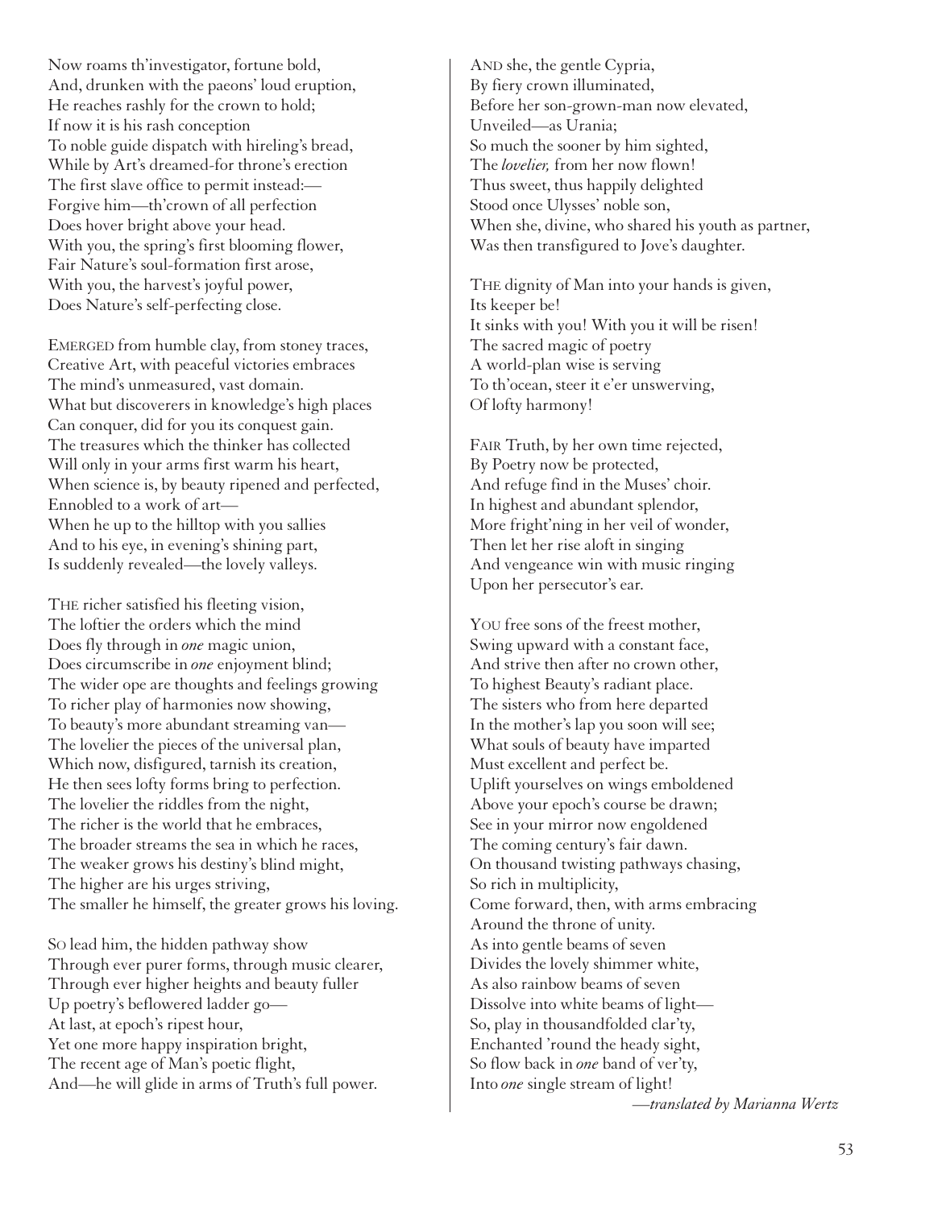Now roams th'investigator, fortune bold,
And, drunken with the paeons' loud eruption,
He reaches rashly for the crown to hold;
If now it is his rash conception
To noble guide dispatch with hireling's bread,
While by Art's dreamed-for throne's erection
The first slave office to permit instead:—
Forgive him—th'crown of all perfection
Does hover bright above your head.
With you, the spring's first blooming flower,
Fair Nature's soul-formation first arose,
With you, the harvest's joyful power,
Does Nature's self-perfecting close.

EMERGED from humble clay, from stoney traces,
Creative Art, with peaceful victories embraces
The mind's unmeasured, vast domain.
What but discoverers in knowledge's high places
Can conquer, did for you its conquest gain.
The treasures which the thinker has collected
Will only in your arms first warm his heart,
When science is, by beauty ripened and perfected,
Ennobled to a work of art—
When he up to the hilltop with you sallies
And to his eye, in evening's shining part,
Is suddenly revealed—the lovely valleys.

THE richer satisfied his fleeting vision,
The loftier the orders which the mind
Does fly through in *one* magic union,
Does circumscribe in *one* enjoyment blind;
The wider ope are thoughts and feelings growing
To richer play of harmonies now showing,
To beauty's more abundant streaming van—
The lovelier the pieces of the universal plan,
Which now, disfigured, tarnish its creation,
He then sees lofty forms bring to perfection.
The lovelier the riddles from the night,
The richer is the world that he embraces,
The broader streams the sea in which he races,
The weaker grows his destiny's blind might,
The higher are his urges striving,
The smaller he himself, the greater grows his loving.

SO lead him, the hidden pathway show
Through ever purer forms, through music clearer,
Through ever higher heights and beauty fuller
Up poetry's beflowered ladder go—
At last, at epoch's ripest hour,
Yet one more happy inspiration bright,
The recent age of Man's poetic flight,
And—he will glide in arms of Truth's full power.

AND she, the gentle Cypria,
By fiery crown illuminated,
Before her son-grown-man now elevated,
Unveiled—as Urania;
So much the sooner by him sighted,
The *lovelier,* from her now flown!
Thus sweet, thus happily delighted
Stood once Ulysses' noble son,
When she, divine, who shared his youth as partner,
Was then transfigured to Jove's daughter.

THE dignity of Man into your hands is given,
Its keeper be!
It sinks with you! With you it will be risen!
The sacred magic of poetry
A world-plan wise is serving
To th'ocean, steer it e'er unswerving,
Of lofty harmony!

FAIR Truth, by her own time rejected,
By Poetry now be protected,
And refuge find in the Muses' choir.
In highest and abundant splendor,
More fright'ning in her veil of wonder,
Then let her rise aloft in singing
And vengeance win with music ringing
Upon her persecutor's ear.

YOU free sons of the freest mother,
Swing upward with a constant face,
And strive then after no crown other,
To highest Beauty's radiant place.
The sisters who from here departed
In the mother's lap you soon will see;
What souls of beauty have imparted
Must excellent and perfect be.
Uplift yourselves on wings emboldened
Above your epoch's course be drawn;
See in your mirror now engoldened
The coming century's fair dawn.
On thousand twisting pathways chasing,
So rich in multiplicity,
Come forward, then, with arms embracing
Around the throne of unity.
As into gentle beams of seven
Divides the lovely shimmer white,
As also rainbow beams of seven
Dissolve into white beams of light—
So, play in thousandfolded clar'ty,
Enchanted 'round the heady sight,
So flow back in *one* band of ver'ty,
Into *one* single stream of light!

—*translated by Marianna Wertz*